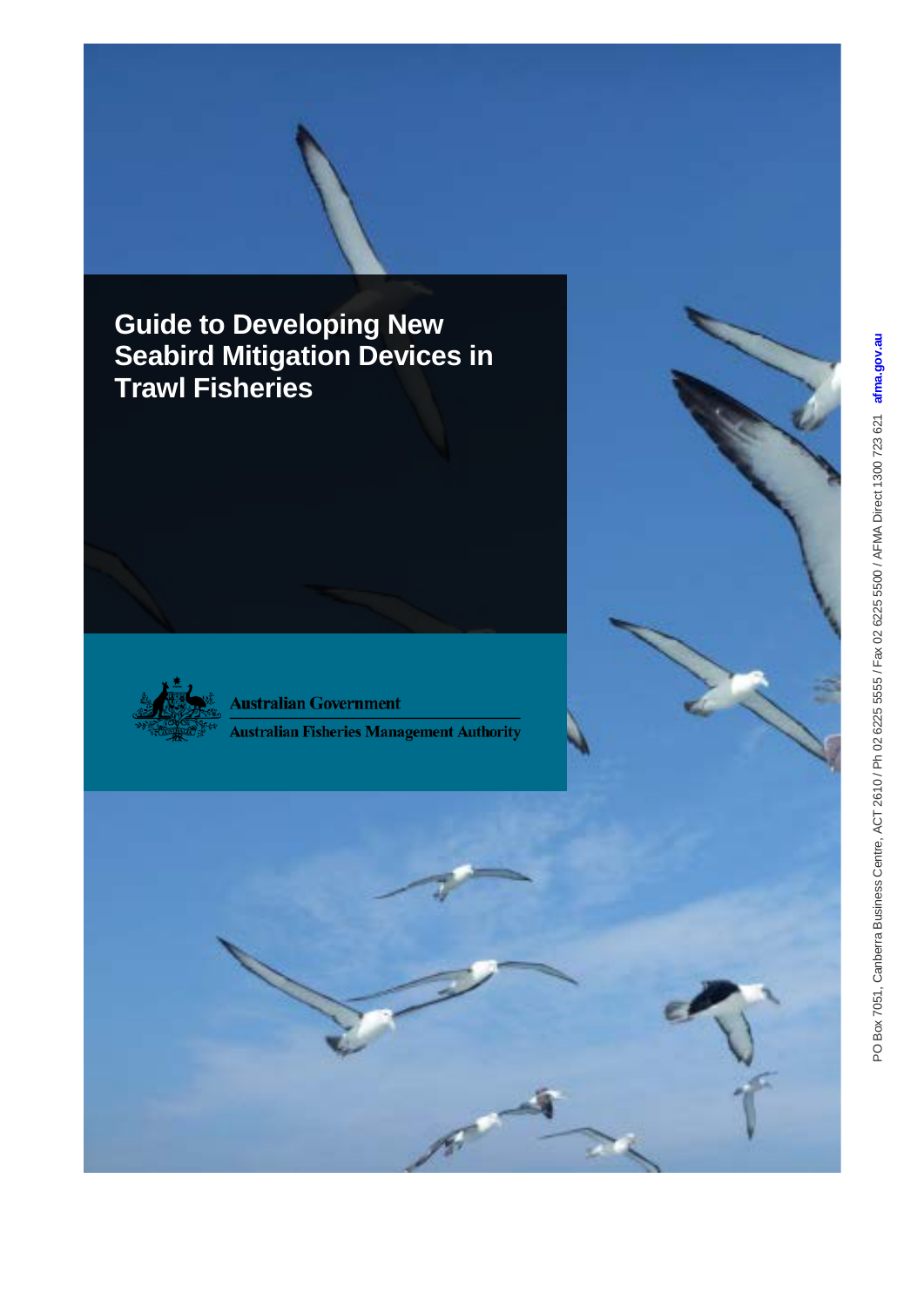# Guide to Developing New Seabird Mitigation Devices in Trawl Fisheries

Australian Government

Australian Fisheries Management Authority

PO Box 7051, Canberra Business Centre, ACT 2610 / Ph 02 6225 5555 / Fax 02 6225 5500 / AFMA Direct 1300 723 621 afma.gov.au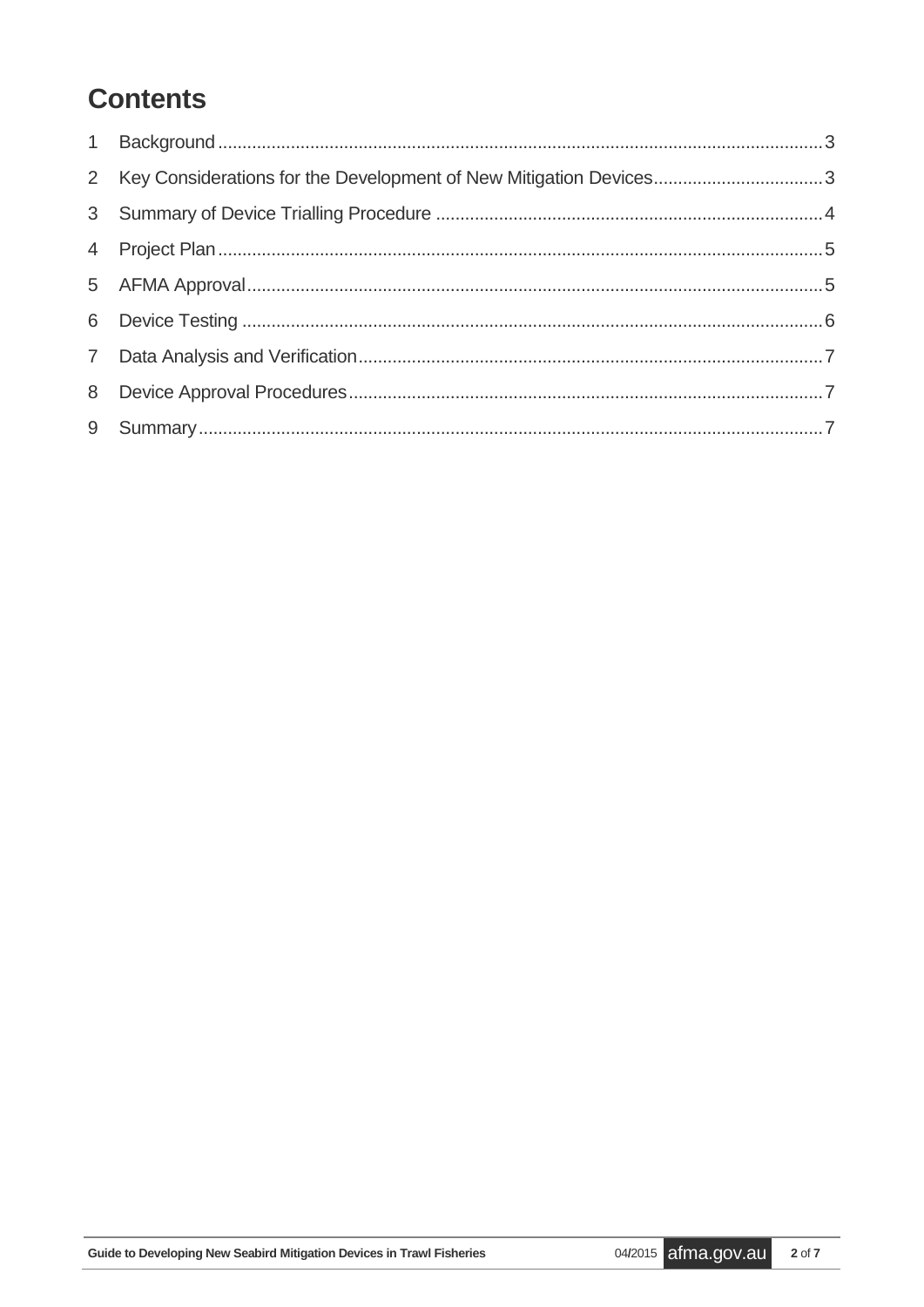# Contents

1 Background ... 3
2 Key Considerations for the Development of New Mitigation Devices ... 3
3 Summary of Device Trialling Procedure ... 4
4 Project Plan ... 5
5 AFMA Approval ... 5
6 Device Testing ... 6
7 Data Analysis and Verification ... 7
8 Device Approval Procedures ... 7
9 Summary ... 7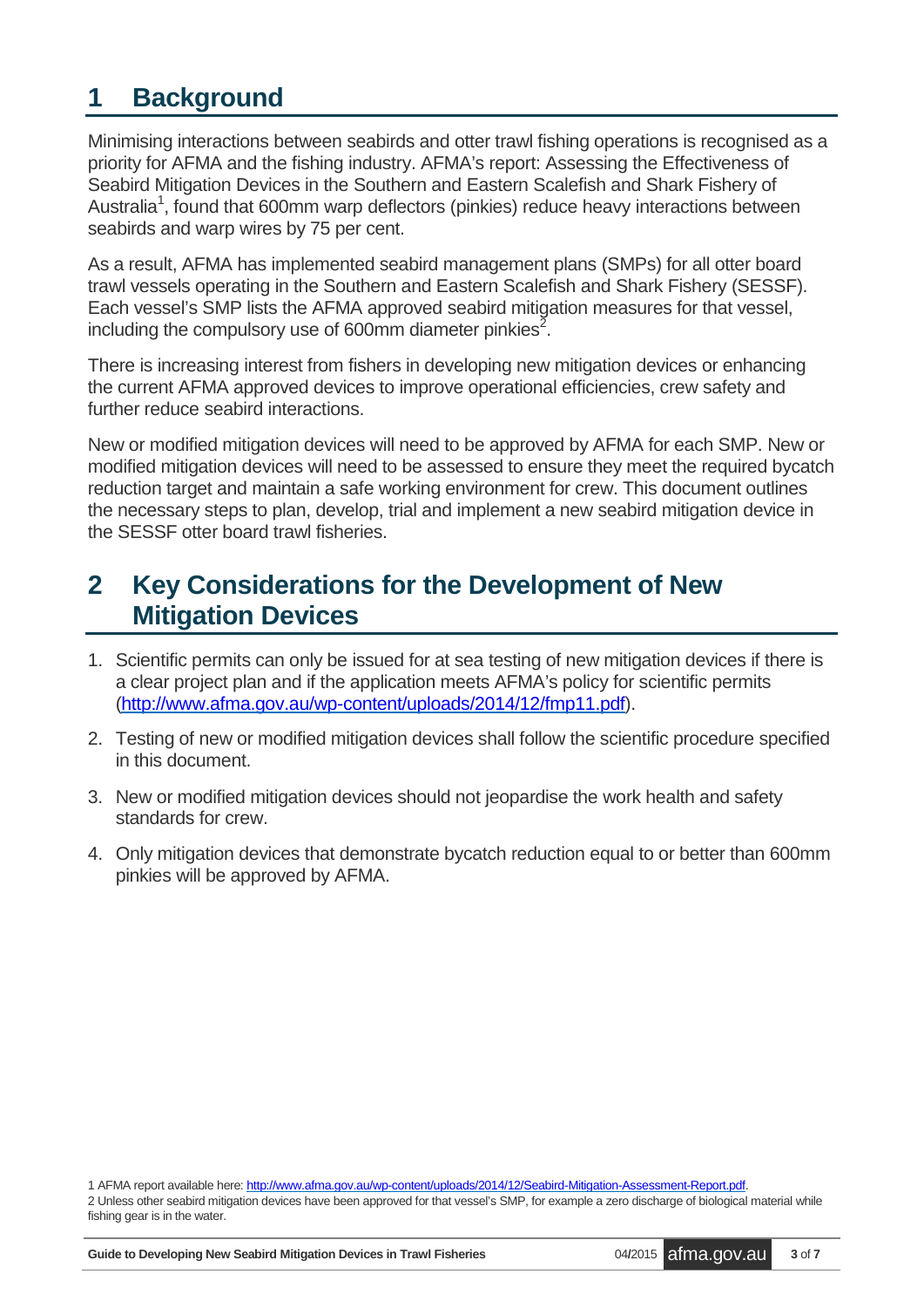# 1 Background

Minimising interactions between seabirds and otter trawl fishing operations is recognised as a priority for AFMA and the fishing industry. AFMA's report: Assessing the Effectiveness of Seabird Mitigation Devices in the Southern and Eastern Scalefish and Shark Fishery of Australia[1], found that 600mm warp deflectors (pinkies) reduce heavy interactions between seabirds and warp wires by 75 per cent.

As a result, AFMA has implemented seabird management plans (SMPs) for all otter board trawl vessels operating in the Southern and Eastern Scalefish and Shark Fishery (SESSF). Each vessel's SMP lists the AFMA approved seabird mitigation measures for that vessel, including the compulsory use of 600mm diameter pinkies[2].

There is increasing interest from fishers in developing new mitigation devices or enhancing the current AFMA approved devices to improve operational efficiencies, crew safety and further reduce seabird interactions.

New or modified mitigation devices will need to be approved by AFMA for each SMP. New or modified mitigation devices will need to be assessed to ensure they meet the required bycatch reduction target and maintain a safe working environment for crew. This document outlines the necessary steps to plan, develop, trial and implement a new seabird mitigation device in the SESSF otter board trawl fisheries.

# 2 Key Considerations for the Development of New Mitigation Devices

1. Scientific permits can only be issued for at sea testing of new mitigation devices if there is a clear project plan and if the application meets AFMA's policy for scientific permits (http://www.afma.gov.au/wp-content/uploads/2014/12/fmp11.pdf).
2. Testing of new or modified mitigation devices shall follow the scientific procedure specified in this document.
3. New or modified mitigation devices should not jeopardise the work health and safety standards for crew.
4. Only mitigation devices that demonstrate bycatch reduction equal to or better than 600mm pinkies will be approved by AFMA.

1 AFMA report available here: http://www.afma.gov.au/wp-content/uploads/2014/12/Seabird-Mitigation-Assessment-Report.pdf.

2 Unless other seabird mitigation devices have been approved for that vessel's SMP, for example a zero discharge of biological material while fishing gear is in the water.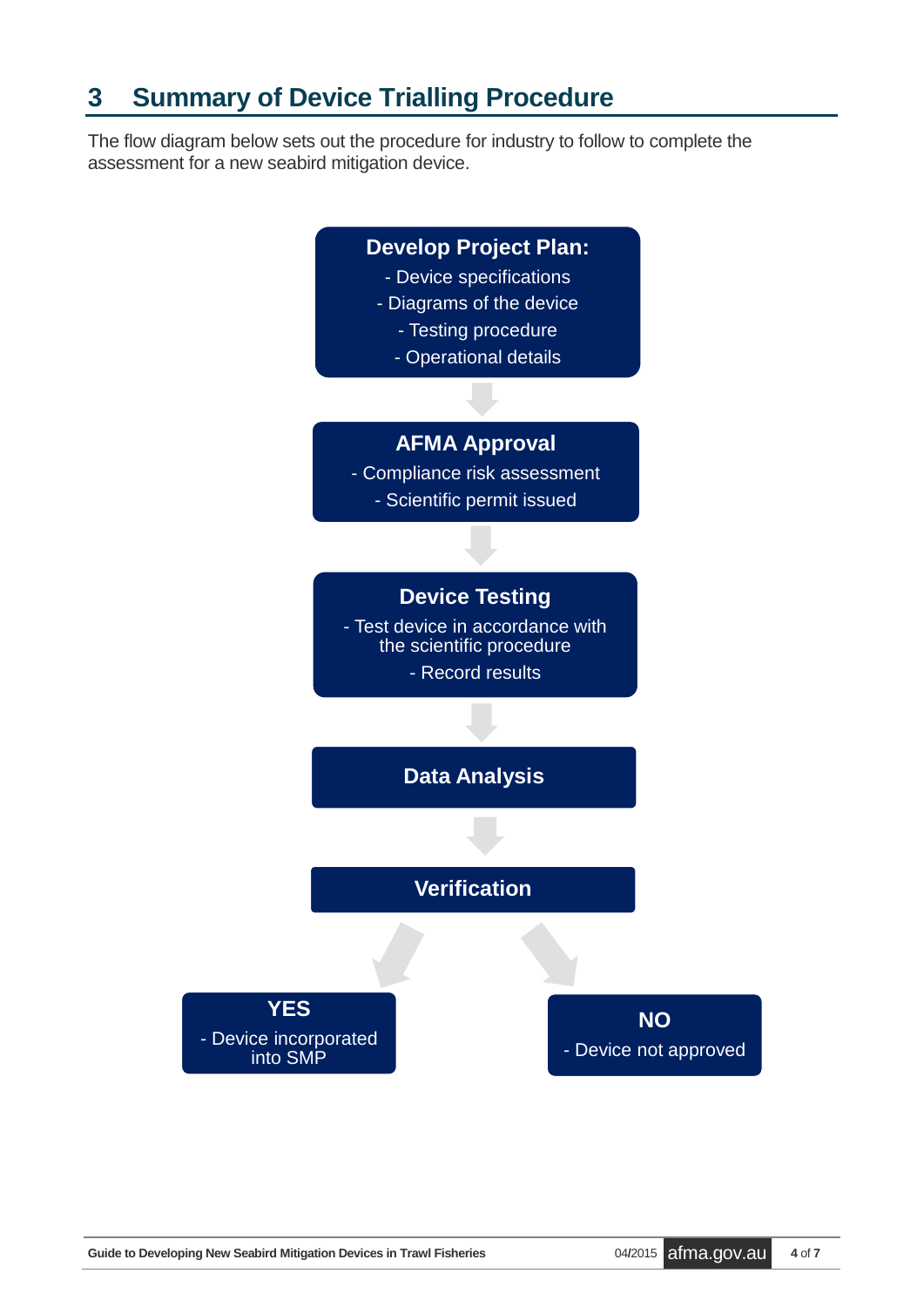# 3 Summary of Device Trialling Procedure

The flow diagram below sets out the procedure for industry to follow to complete the assessment for a new seabird mitigation device.

**Develop Project Plan:**
- Device specifications
- Diagrams of the device
- Testing procedure
- Operational details

**AFMA Approval**
- Compliance risk assessment
- Scientific permit issued

**Device Testing**
- Test device in accordance with the scientific procedure
- Record results

**Data Analysis**

**Verification**

**YES**
- Device incorporated into SMP

**NO**
- Device not approved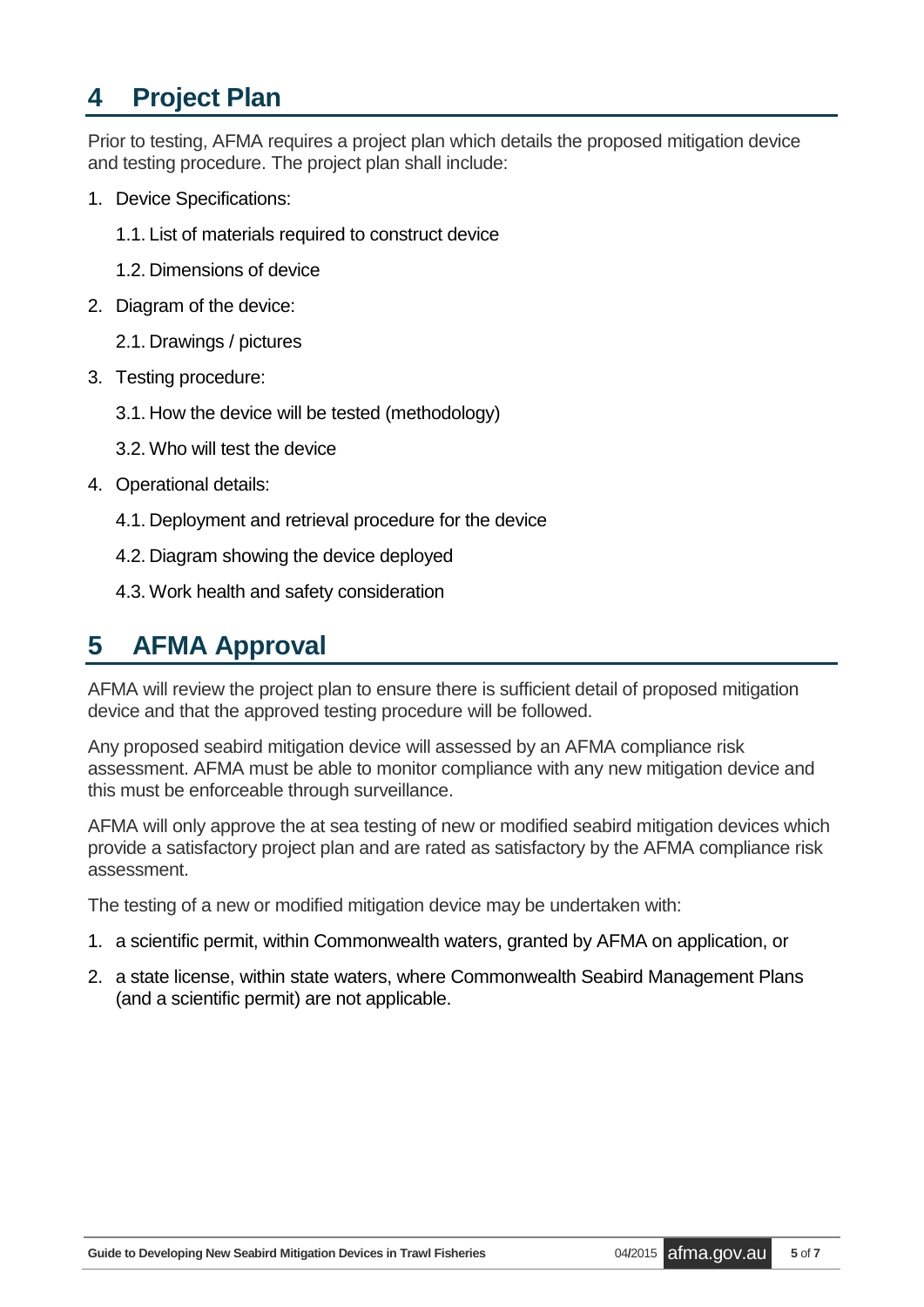# 4 Project Plan

Prior to testing, AFMA requires a project plan which details the proposed mitigation device and testing procedure. The project plan shall include:

1. Device Specifications:
    1.1. List of materials required to construct device
    1.2. Dimensions of device
2. Diagram of the device:
    2.1. Drawings / pictures
3. Testing procedure:
    3.1. How the device will be tested (methodology)
    3.2. Who will test the device
4. Operational details:
    4.1. Deployment and retrieval procedure for the device
    4.2. Diagram showing the device deployed
    4.3. Work health and safety consideration

# 5 AFMA Approval

AFMA will review the project plan to ensure there is sufficient detail of proposed mitigation device and that the approved testing procedure will be followed.

Any proposed seabird mitigation device will assessed by an AFMA compliance risk assessment. AFMA must be able to monitor compliance with any new mitigation device and this must be enforceable through surveillance.

AFMA will only approve the at sea testing of new or modified seabird mitigation devices which provide a satisfactory project plan and are rated as satisfactory by the AFMA compliance risk assessment.

The testing of a new or modified mitigation device may be undertaken with:

1. a scientific permit, within Commonwealth waters, granted by AFMA on application, or
2. a state license, within state waters, where Commonwealth Seabird Management Plans (and a scientific permit) are not applicable.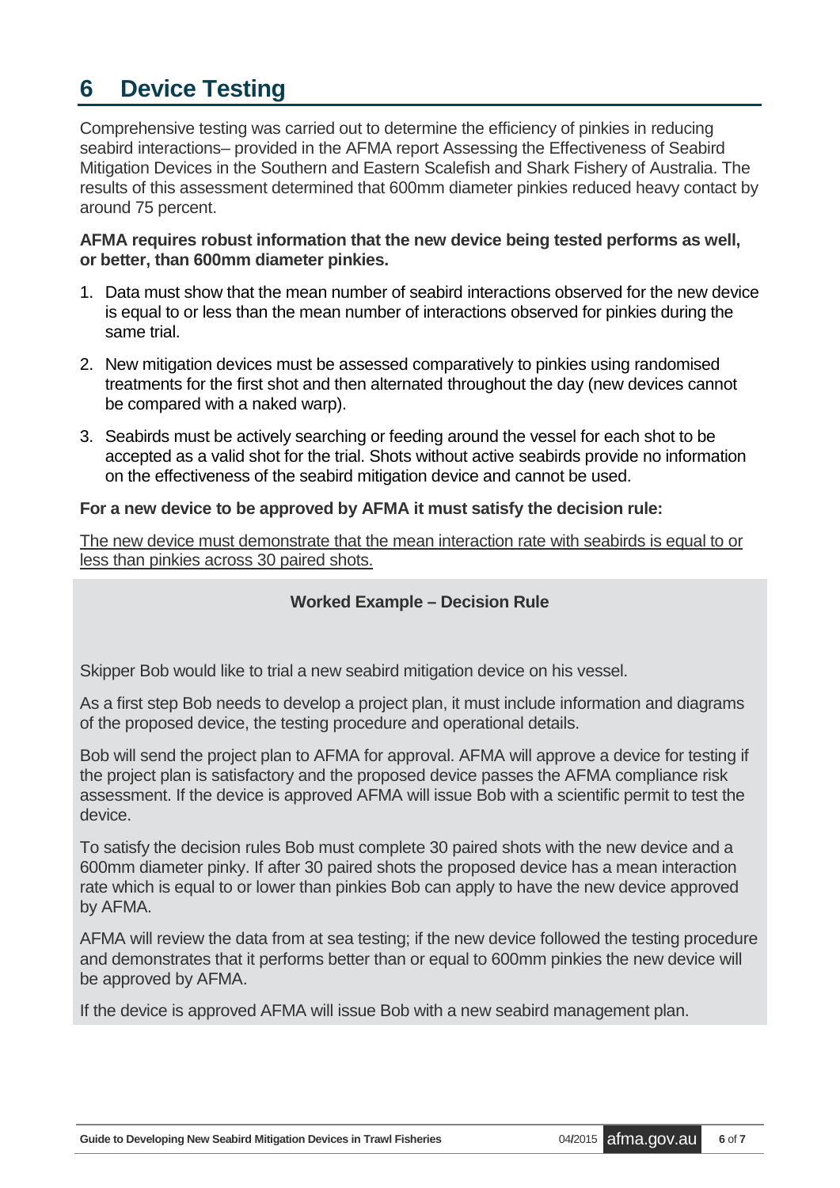# 6 Device Testing

Comprehensive testing was carried out to determine the efficiency of pinkies in reducing seabird interactions– provided in the AFMA report Assessing the Effectiveness of Seabird Mitigation Devices in the Southern and Eastern Scalefish and Shark Fishery of Australia. The results of this assessment determined that 600mm diameter pinkies reduced heavy contact by around 75 percent.

**AFMA requires robust information that the new device being tested performs as well, or better, than 600mm diameter pinkies.**

1. Data must show that the mean number of seabird interactions observed for the new device is equal to or less than the mean number of interactions observed for pinkies during the same trial.
2. New mitigation devices must be assessed comparatively to pinkies using randomised treatments for the first shot and then alternated throughout the day (new devices cannot be compared with a naked warp).
3. Seabirds must be actively searching or feeding around the vessel for each shot to be accepted as a valid shot for the trial. Shots without active seabirds provide no information on the effectiveness of the seabird mitigation device and cannot be used.

**For a new device to be approved by AFMA it must satisfy the decision rule:**

<u>The new device must demonstrate that the mean interaction rate with seabirds is equal to or less than pinkies across 30 paired shots.</u>

**Worked Example – Decision Rule**

Skipper Bob would like to trial a new seabird mitigation device on his vessel.

As a first step Bob needs to develop a project plan, it must include information and diagrams of the proposed device, the testing procedure and operational details.

Bob will send the project plan to AFMA for approval. AFMA will approve a device for testing if the project plan is satisfactory and the proposed device passes the AFMA compliance risk assessment. If the device is approved AFMA will issue Bob with a scientific permit to test the device.

To satisfy the decision rules Bob must complete 30 paired shots with the new device and a 600mm diameter pinky. If after 30 paired shots the proposed device has a mean interaction rate which is equal to or lower than pinkies Bob can apply to have the new device approved by AFMA.

AFMA will review the data from at sea testing; if the new device followed the testing procedure and demonstrates that it performs better than or equal to 600mm pinkies the new device will be approved by AFMA.

If the device is approved AFMA will issue Bob with a new seabird management plan.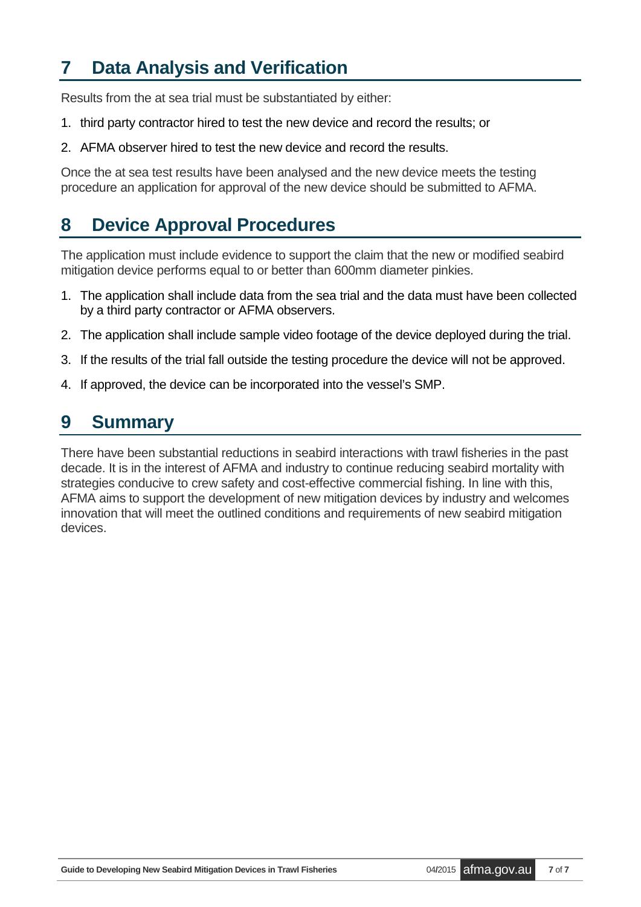# 7 Data Analysis and Verification

Results from the at sea trial must be substantiated by either:

1. third party contractor hired to test the new device and record the results; or
2. AFMA observer hired to test the new device and record the results.

Once the at sea test results have been analysed and the new device meets the testing procedure an application for approval of the new device should be submitted to AFMA.

# 8 Device Approval Procedures

The application must include evidence to support the claim that the new or modified seabird mitigation device performs equal to or better than 600mm diameter pinkies.

1. The application shall include data from the sea trial and the data must have been collected by a third party contractor or AFMA observers.
2. The application shall include sample video footage of the device deployed during the trial.
3. If the results of the trial fall outside the testing procedure the device will not be approved.
4. If approved, the device can be incorporated into the vessel's SMP.

# 9 Summary

There have been substantial reductions in seabird interactions with trawl fisheries in the past decade. It is in the interest of AFMA and industry to continue reducing seabird mortality with strategies conducive to crew safety and cost-effective commercial fishing. In line with this, AFMA aims to support the development of new mitigation devices by industry and welcomes innovation that will meet the outlined conditions and requirements of new seabird mitigation devices.